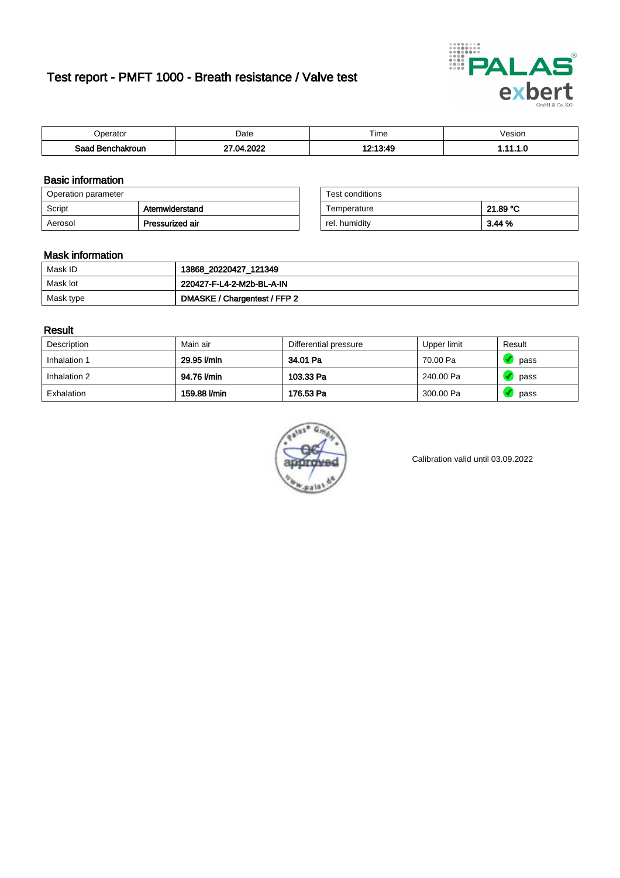# Test report - PMFT 1000 - Breath resistance / Valve test

| Operator | Date | Time | Vesion |
|---|---|---|---|
| **Saad Benchakroun** | **27.04.2022** | **12:13:49** | **1.11.1.0** |

## Basic information

| Operation parameter | |
|---|---|
| Script | **Atemwiderstand** |
| Aerosol | **Pressurized air** |

| Test conditions | |
|---|---|
| Temperature | **21.89 °C** |
| rel. humidity | **3.44 %** |

## Mask information

| | |
|---|---|
| Mask ID | **13868_20220427_121349** |
| Mask lot | **220427-F-L4-2-M2b-BL-A-IN** |
| Mask type | **DMASKE / Chargentest / FFP 2** |

## Result

| Description | Main air | Differential pressure | Upper limit | Result |
|---|---|---|---|---|
| Inhalation 1 | **29.95 l/min** | **34.01 Pa** | 70.00 Pa | pass |
| Inhalation 2 | **94.76 l/min** | **103.33 Pa** | 240.00 Pa | pass |
| Exhalation | **159.88 l/min** | **176.53 Pa** | 300.00 Pa | pass |

Calibration valid until 03.09.2022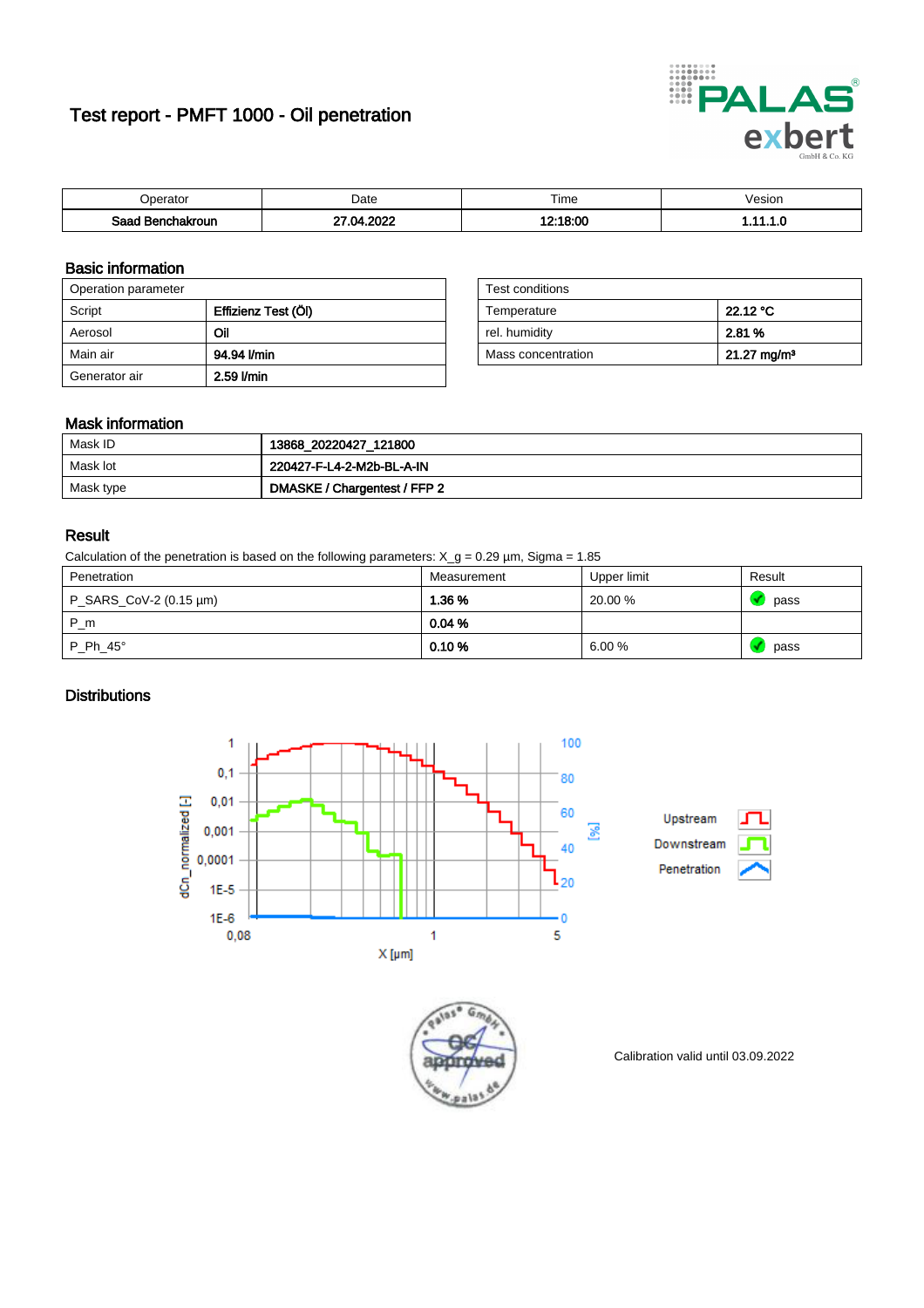# Test report - PMFT 1000 - Oil penetration

| Operator | Date | Time | Vesion |
|---|---|---|---|
| **Saad Benchakroun** | **27.04.2022** | **12:18:00** | **1.11.1.0** |

## Basic information

| Operation parameter | |
|---|---|
| Script | **Effizienz Test (Öl)** |
| Aerosol | **Oil** |
| Main air | **94.94 l/min** |
| Generator air | **2.59 l/min** |

| Test conditions | |
|---|---|
| Temperature | **22.12 °C** |
| rel. humidity | **2.81 %** |
| Mass concentration | **21.27 mg/m³** |

## Mask information

| | |
|---|---|
| Mask ID | **13868_20220427_121800** |
| Mask lot | **220427-F-L4-2-M2b-BL-A-IN** |
| Mask type | **DMASKE / Chargentest / FFP 2** |

## Result

Calculation of the penetration is based on the following parameters: X_g = 0.29 µm, Sigma = 1.85

| Penetration | Measurement | Upper limit | Result |
|---|---|---|---|
| P_SARS_CoV-2 (0.15 µm) | **1.36 %** | 20.00 % | pass |
| P_m | **0.04 %** | | |
| P_Ph_45° | **0.10 %** | 6.00 % | pass |

## Distributions

dCn_normalized [-]
1
0,1
0,01
0,001
0,0001
1E-5
1E-6
0,08
1
5
X [µm]
[%]
100
80
60
40
20
0
Upstream
Downstream
Penetration

Calibration valid until 03.09.2022